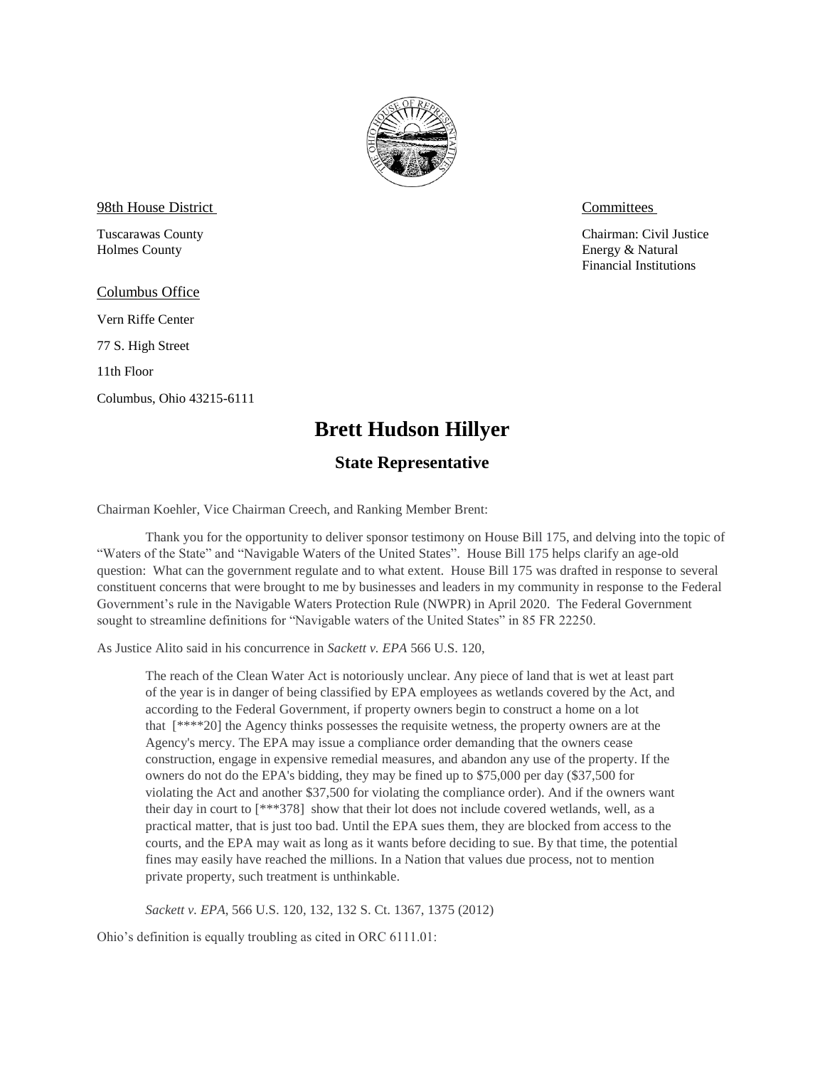98th House District

Tuscarawas County
Holmes County

Committees

Chairman: Civil Justice
Energy & Natural
Financial Institutions

Columbus Office

Vern Riffe Center

77 S. High Street

11th Floor

Columbus, Ohio 43215-6111

# Brett Hudson Hillyer

## State Representative

Chairman Koehler, Vice Chairman Creech, and Ranking Member Brent:

Thank you for the opportunity to deliver sponsor testimony on House Bill 175, and delving into the topic of "Waters of the State" and "Navigable Waters of the United States". House Bill 175 helps clarify an age-old question: What can the government regulate and to what extent. House Bill 175 was drafted in response to several constituent concerns that were brought to me by businesses and leaders in my community in response to the Federal Government's rule in the Navigable Waters Protection Rule (NWPR) in April 2020. The Federal Government sought to streamline definitions for "Navigable waters of the United States" in 85 FR 22250.

As Justice Alito said in his concurrence in *Sackett v. EPA* 566 U.S. 120,

> The reach of the Clean Water Act is notoriously unclear. Any piece of land that is wet at least part of the year is in danger of being classified by EPA employees as wetlands covered by the Act, and according to the Federal Government, if property owners begin to construct a home on a lot that [****20] the Agency thinks possesses the requisite wetness, the property owners are at the Agency's mercy. The EPA may issue a compliance order demanding that the owners cease construction, engage in expensive remedial measures, and abandon any use of the property. If the owners do not do the EPA's bidding, they may be fined up to $75,000 per day ($37,500 for violating the Act and another $37,500 for violating the compliance order). And if the owners want their day in court to [***378] show that their lot does not include covered wetlands, well, as a practical matter, that is just too bad. Until the EPA sues them, they are blocked from access to the courts, and the EPA may wait as long as it wants before deciding to sue. By that time, the potential fines may easily have reached the millions. In a Nation that values due process, not to mention private property, such treatment is unthinkable.
>
> *Sackett v. EPA*, 566 U.S. 120, 132, 132 S. Ct. 1367, 1375 (2012)

Ohio's definition is equally troubling as cited in ORC 6111.01: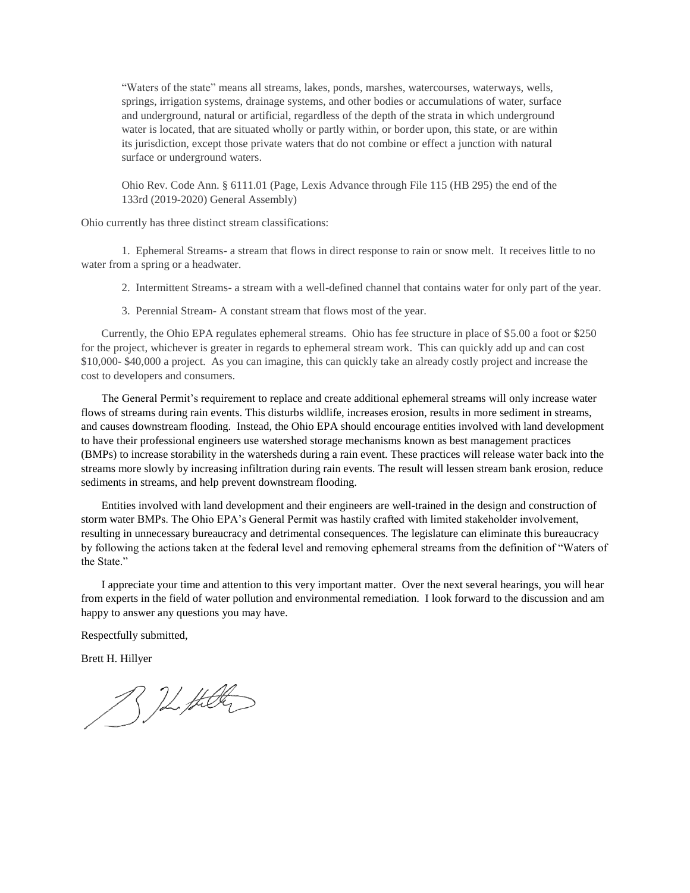> "Waters of the state" means all streams, lakes, ponds, marshes, watercourses, waterways, wells, springs, irrigation systems, drainage systems, and other bodies or accumulations of water, surface and underground, natural or artificial, regardless of the depth of the strata in which underground water is located, that are situated wholly or partly within, or border upon, this state, or are within its jurisdiction, except those private waters that do not combine or effect a junction with natural surface or underground waters.
>
> Ohio Rev. Code Ann. § 6111.01 (Page, Lexis Advance through File 115 (HB 295) the end of the 133rd (2019-2020) General Assembly)

Ohio currently has three distinct stream classifications:

1. Ephemeral Streams- a stream that flows in direct response to rain or snow melt. It receives little to no water from a spring or a headwater.
2. Intermittent Streams- a stream with a well-defined channel that contains water for only part of the year.
3. Perennial Stream- A constant stream that flows most of the year.

Currently, the Ohio EPA regulates ephemeral streams. Ohio has fee structure in place of $5.00 a foot or $250 for the project, whichever is greater in regards to ephemeral stream work. This can quickly add up and can cost $10,000- $40,000 a project. As you can imagine, this can quickly take an already costly project and increase the cost to developers and consumers.

The General Permit's requirement to replace and create additional ephemeral streams will only increase water flows of streams during rain events. This disturbs wildlife, increases erosion, results in more sediment in streams, and causes downstream flooding. Instead, the Ohio EPA should encourage entities involved with land development to have their professional engineers use watershed storage mechanisms known as best management practices (BMPs) to increase storability in the watersheds during a rain event. These practices will release water back into the streams more slowly by increasing infiltration during rain events. The result will lessen stream bank erosion, reduce sediments in streams, and help prevent downstream flooding.

Entities involved with land development and their engineers are well-trained in the design and construction of storm water BMPs. The Ohio EPA's General Permit was hastily crafted with limited stakeholder involvement, resulting in unnecessary bureaucracy and detrimental consequences. The legislature can eliminate this bureaucracy by following the actions taken at the federal level and removing ephemeral streams from the definition of "Waters of the State."

I appreciate your time and attention to this very important matter. Over the next several hearings, you will hear from experts in the field of water pollution and environmental remediation. I look forward to the discussion and am happy to answer any questions you may have.

Respectfully submitted,

Brett H. Hillyer